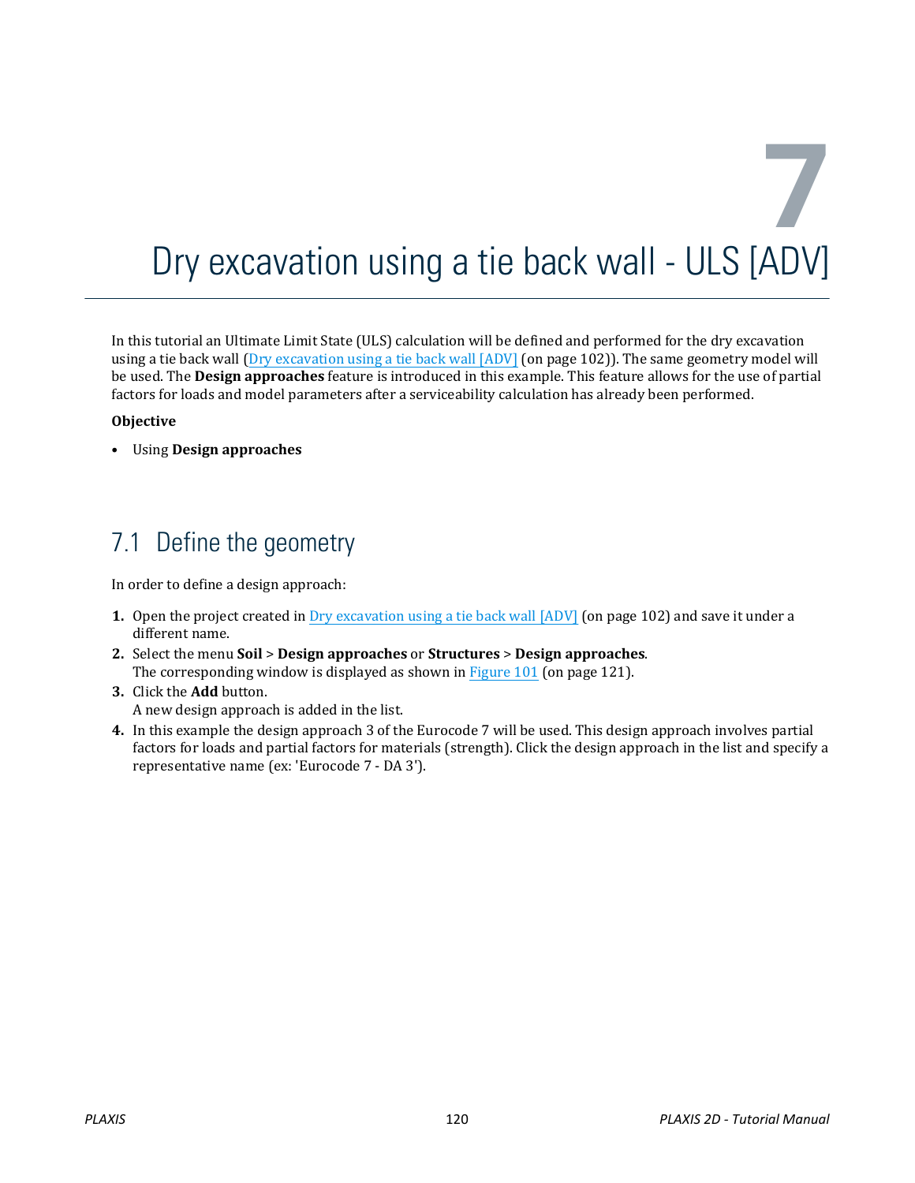# 7 Dry excavation using a tie back wall - ULS [ADV]

In this tutorial an Ultimate Limit State (ULS) calculation will be defined and performed for the dry excavation using a tie back wall (Dry excavation using a tie back wall [ADV] (on page 102)). The same geometry model will be used. The **Design approaches** feature is introduced in this example. This feature allows for the use of partial factors for loads and model parameters after a serviceability calculation has already been performed.

**Objective**

- Using **Design approaches**

## 7.1 Define the geometry

In order to define a design approach:

1. Open the project created in Dry excavation using a tie back wall [ADV] (on page 102) and save it under a different name.
2. Select the menu **Soil** > **Design approaches** or **Structures** > **Design approaches**.
   The corresponding window is displayed as shown in Figure 101 (on page 121).
3. Click the **Add** button.
   A new design approach is added in the list.
4. In this example the design approach 3 of the Eurocode 7 will be used. This design approach involves partial factors for loads and partial factors for materials (strength). Click the design approach in the list and specify a representative name (ex: 'Eurocode 7 - DA 3').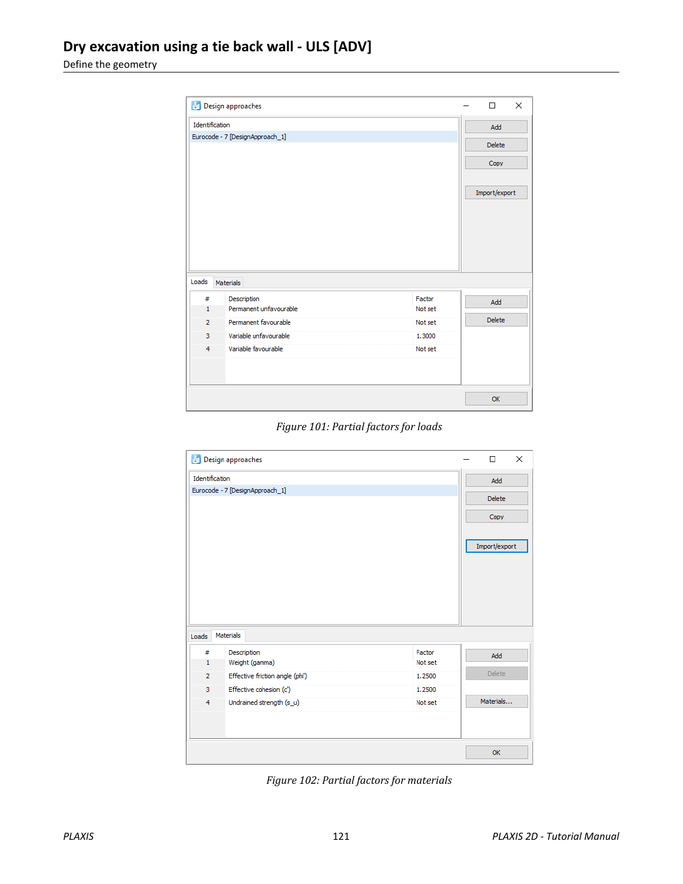Figure 101: Partial factors for loads

Figure 102: Partial factors for materials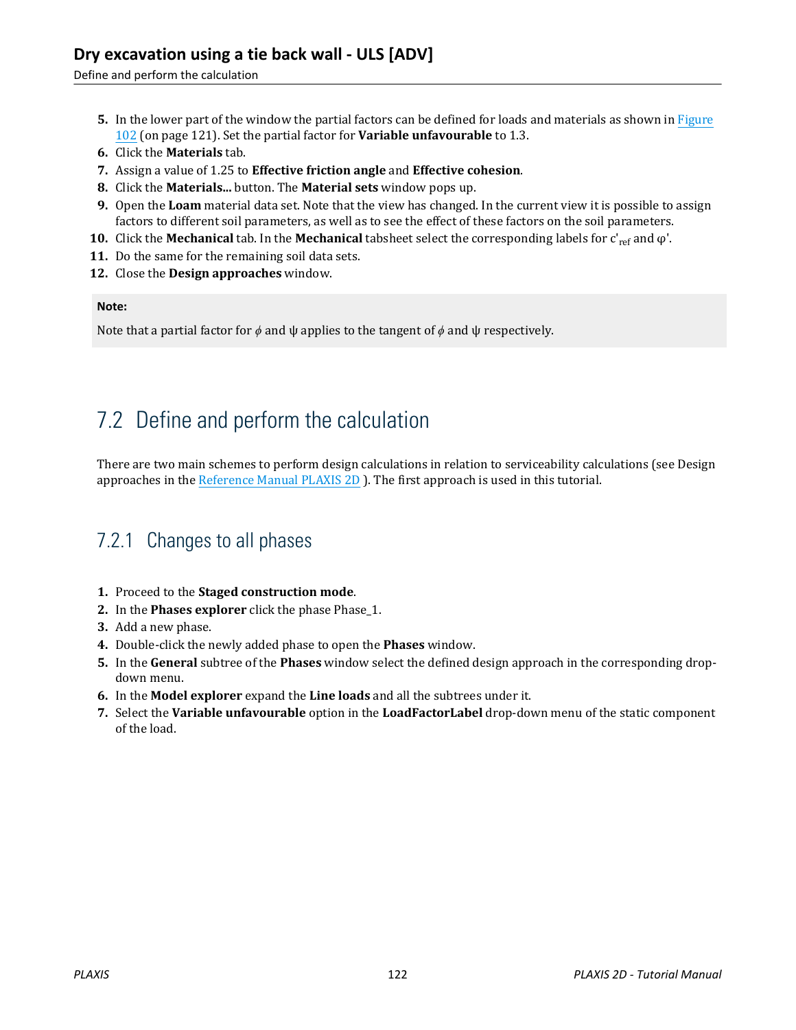5. In the lower part of the window the partial factors can be defined for loads and materials as shown in Figure 102 (on page 121). Set the partial factor for **Variable unfavourable** to 1.3.
6. Click the **Materials** tab.
7. Assign a value of 1.25 to **Effective friction angle** and **Effective cohesion**.
8. Click the **Materials...** button. The **Material sets** window pops up.
9. Open the **Loam** material data set. Note that the view has changed. In the current view it is possible to assign factors to different soil parameters, as well as to see the effect of these factors on the soil parameters.
10. Click the **Mechanical** tab. In the **Mechanical** tabsheet select the corresponding labels for $c'_{ref}$ and $\varphi'$.
11. Do the same for the remaining soil data sets.
12. Close the **Design approaches** window.

**Note:**

Note that a partial factor for $\phi$ and $\psi$ applies to the tangent of $\phi$ and $\psi$ respectively.

## 7.2 Define and perform the calculation

There are two main schemes to perform design calculations in relation to serviceability calculations (see Design approaches in the Reference Manual PLAXIS 2D ). The first approach is used in this tutorial.

### 7.2.1 Changes to all phases

1. Proceed to the **Staged construction mode**.
2. In the **Phases explorer** click the phase Phase_1.
3. Add a new phase.
4. Double-click the newly added phase to open the **Phases** window.
5. In the **General** subtree of the **Phases** window select the defined design approach in the corresponding drop-down menu.
6. In the **Model explorer** expand the **Line loads** and all the subtrees under it.
7. Select the **Variable unfavourable** option in the **LoadFactorLabel** drop-down menu of the static component of the load.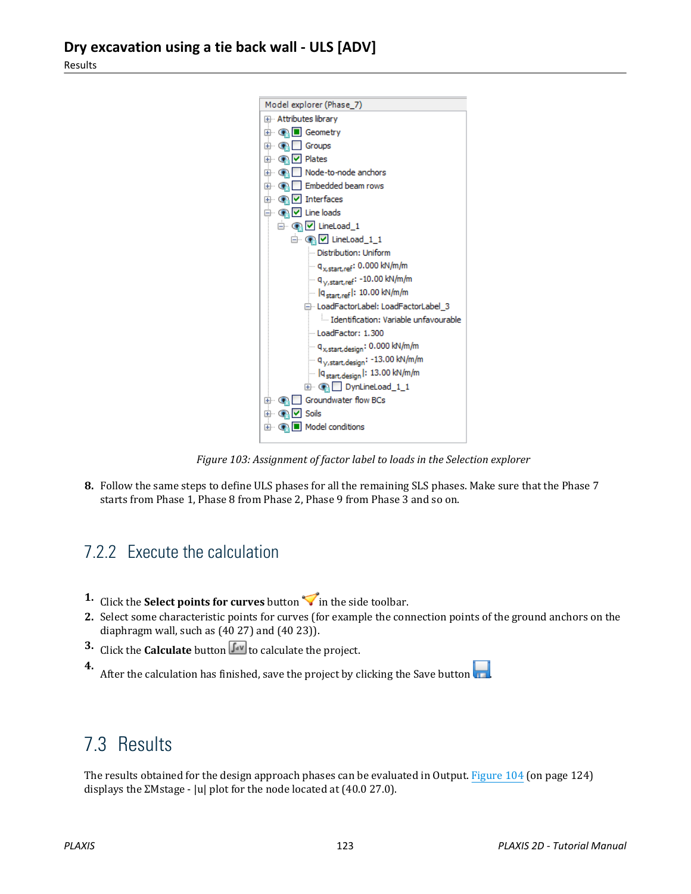Figure 103: Assignment of factor label to loads in the Selection explorer

8. Follow the same steps to define ULS phases for all the remaining SLS phases. Make sure that the Phase 7 starts from Phase 1, Phase 8 from Phase 2, Phase 9 from Phase 3 and so on.

### 7.2.2 Execute the calculation

1. Click the **Select points for curves** button in the side toolbar.
2. Select some characteristic points for curves (for example the connection points of the ground anchors on the diaphragm wall, such as (40 27) and (40 23)).
3. Click the **Calculate** button to calculate the project.
4. After the calculation has finished, save the project by clicking the Save button.

## 7.3 Results

The results obtained for the design approach phases can be evaluated in Output. Figure 104 (on page 124) displays the ΣMstage - |u| plot for the node located at (40.0 27.0).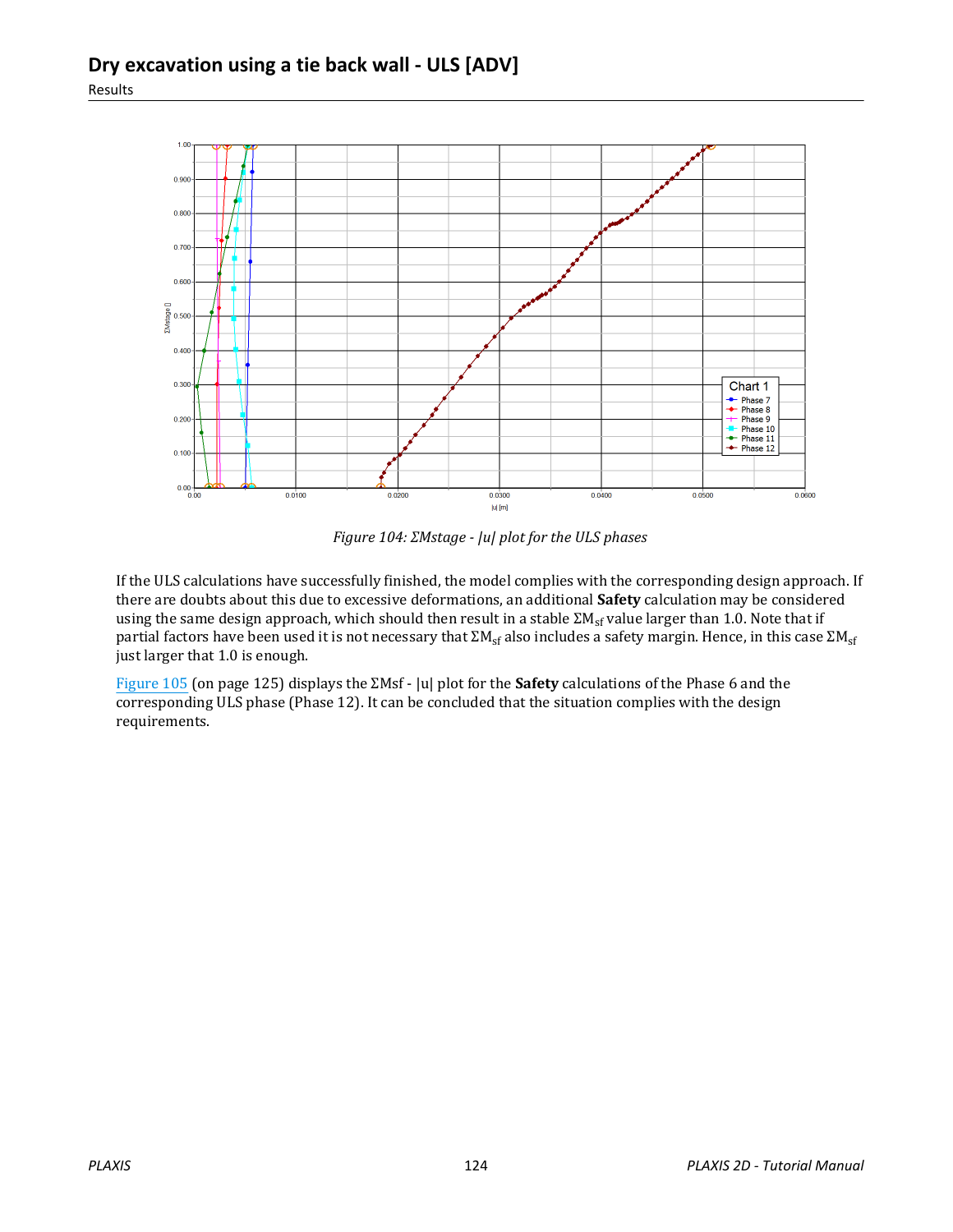Figure 104: ΣMstage - |u| plot for the ULS phases

If the ULS calculations have successfully finished, the model complies with the corresponding design approach. If there are doubts about this due to excessive deformations, an additional **Safety** calculation may be considered using the same design approach, which should then result in a stable $\Sigma M_{sf}$ value larger than 1.0. Note that if partial factors have been used it is not necessary that $\Sigma M_{sf}$ also includes a safety margin. Hence, in this case $\Sigma M_{sf}$ just larger that 1.0 is enough.

Figure 105 (on page 125) displays the ΣMsf - |u| plot for the **Safety** calculations of the Phase 6 and the corresponding ULS phase (Phase 12). It can be concluded that the situation complies with the design requirements.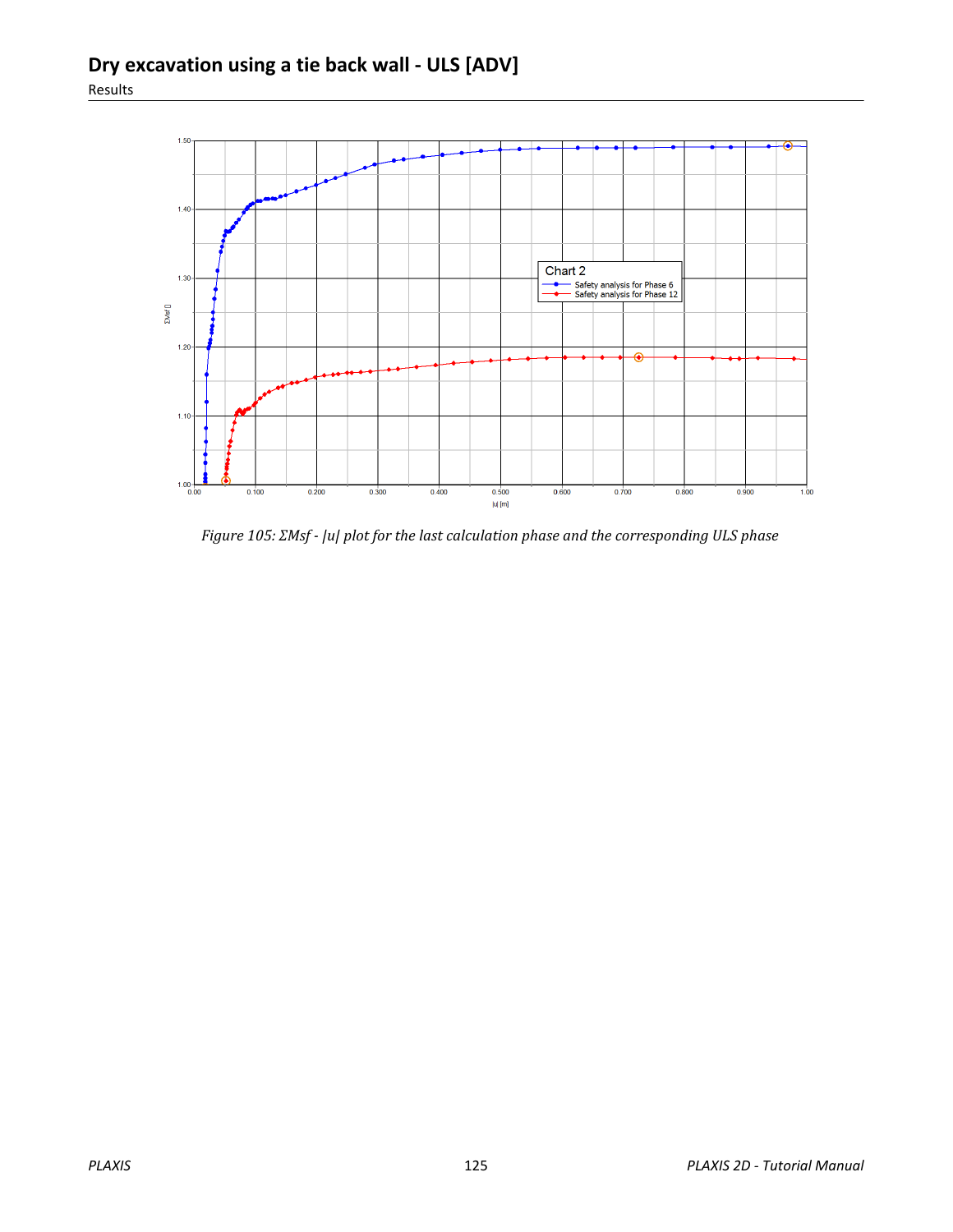# Dry excavation using a tie back wall - ULS [ADV]

Results

Chart 2

Safety analysis for Phase 6

Safety analysis for Phase 12

1.50

1.40

1.30

1.20

1.10

1.00

ΣMsf []

0.00 0.100 0.200 0.300 0.400 0.500 0.600 0.700 0.800 0.900 1.00

|u| [m]

*Figure 105: ΣMsf - |u| plot for the last calculation phase and the corresponding ULS phase*